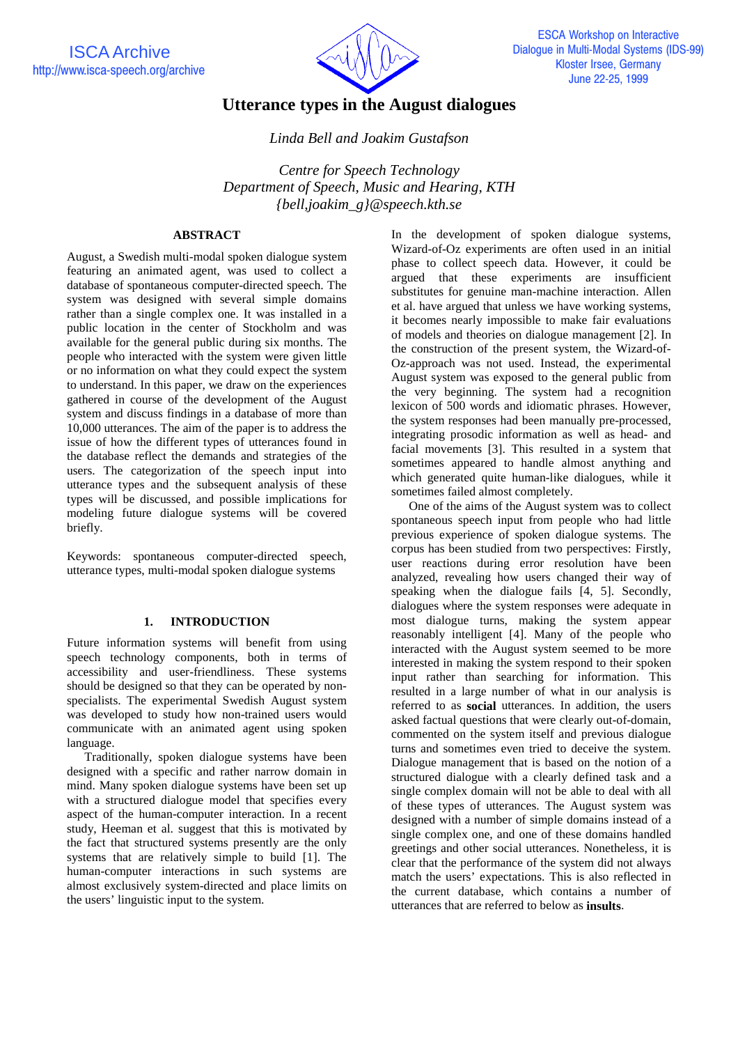# Utterance types in the August dialogues

*Linda Bell and Joakim Gustafson*

*Centre for Speech Technology*
*Department of Speech, Music and Hearing, KTH*
*{bell,joakim_g}@speech.kth.se*

## ABSTRACT

August, a Swedish multi-modal spoken dialogue system featuring an animated agent, was used to collect a database of spontaneous computer-directed speech. The system was designed with several simple domains rather than a single complex one. It was installed in a public location in the center of Stockholm and was available for the general public during six months. The people who interacted with the system were given little or no information on what they could expect the system to understand. In this paper, we draw on the experiences gathered in course of the development of the August system and discuss findings in a database of more than 10,000 utterances. The aim of the paper is to address the issue of how the different types of utterances found in the database reflect the demands and strategies of the users. The categorization of the speech input into utterance types and the subsequent analysis of these types will be discussed, and possible implications for modeling future dialogue systems will be covered briefly.

Keywords: spontaneous computer-directed speech, utterance types, multi-modal spoken dialogue systems

## 1. INTRODUCTION

Future information systems will benefit from using speech technology components, both in terms of accessibility and user-friendliness. These systems should be designed so that they can be operated by non-specialists. The experimental Swedish August system was developed to study how non-trained users would communicate with an animated agent using spoken language.

Traditionally, spoken dialogue systems have been designed with a specific and rather narrow domain in mind. Many spoken dialogue systems have been set up with a structured dialogue model that specifies every aspect of the human-computer interaction. In a recent study, Heeman et al. suggest that this is motivated by the fact that structured systems presently are the only systems that are relatively simple to build [1]. The human-computer interactions in such systems are almost exclusively system-directed and place limits on the users' linguistic input to the system.

In the development of spoken dialogue systems, Wizard-of-Oz experiments are often used in an initial phase to collect speech data. However, it could be argued that these experiments are insufficient substitutes for genuine man-machine interaction. Allen et al. have argued that unless we have working systems, it becomes nearly impossible to make fair evaluations of models and theories on dialogue management [2]. In the construction of the present system, the Wizard-of-Oz-approach was not used. Instead, the experimental August system was exposed to the general public from the very beginning. The system had a recognition lexicon of 500 words and idiomatic phrases. However, the system responses had been manually pre-processed, integrating prosodic information as well as head- and facial movements [3]. This resulted in a system that sometimes appeared to handle almost anything and which generated quite human-like dialogues, while it sometimes failed almost completely.

One of the aims of the August system was to collect spontaneous speech input from people who had little previous experience of spoken dialogue systems. The corpus has been studied from two perspectives: Firstly, user reactions during error resolution have been analyzed, revealing how users changed their way of speaking when the dialogue fails [4, 5]. Secondly, dialogues where the system responses were adequate in most dialogue turns, making the system appear reasonably intelligent [4]. Many of the people who interacted with the August system seemed to be more interested in making the system respond to their spoken input rather than searching for information. This resulted in a large number of what in our analysis is referred to as **social** utterances. In addition, the users asked factual questions that were clearly out-of-domain, commented on the system itself and previous dialogue turns and sometimes even tried to deceive the system. Dialogue management that is based on the notion of a structured dialogue with a clearly defined task and a single complex domain will not be able to deal with all of these types of utterances. The August system was designed with a number of simple domains instead of a single complex one, and one of these domains handled greetings and other social utterances. Nonetheless, it is clear that the performance of the system did not always match the users' expectations. This is also reflected in the current database, which contains a number of utterances that are referred to below as **insults**.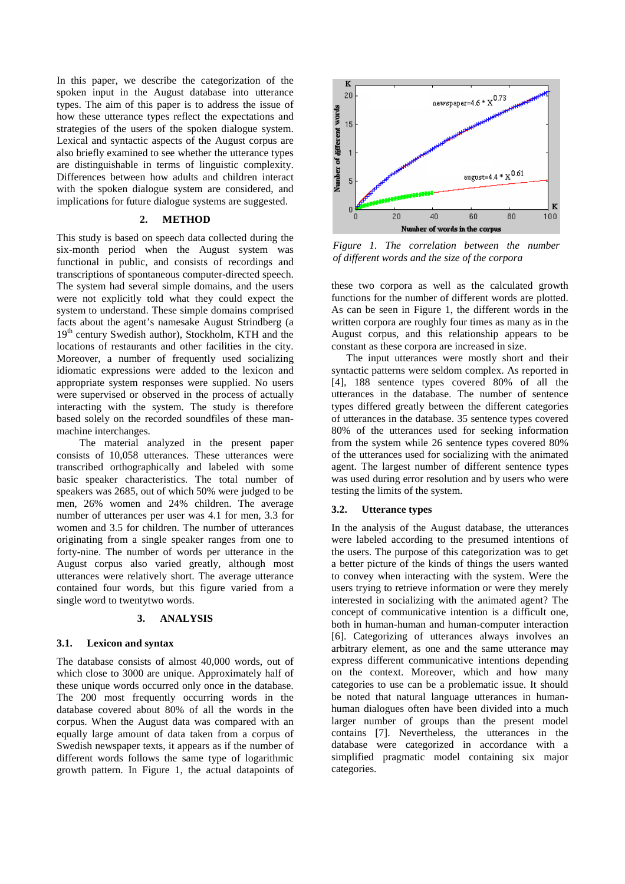In this paper, we describe the categorization of the spoken input in the August database into utterance types. The aim of this paper is to address the issue of how these utterance types reflect the expectations and strategies of the users of the spoken dialogue system. Lexical and syntactic aspects of the August corpus are also briefly examined to see whether the utterance types are distinguishable in terms of linguistic complexity. Differences between how adults and children interact with the spoken dialogue system are considered, and implications for future dialogue systems are suggested.

## 2. METHOD

This study is based on speech data collected during the six-month period when the August system was functional in public, and consists of recordings and transcriptions of spontaneous computer-directed speech. The system had several simple domains, and the users were not explicitly told what they could expect the system to understand. These simple domains comprised facts about the agent's namesake August Strindberg (a 19th century Swedish author), Stockholm, KTH and the locations of restaurants and other facilities in the city. Moreover, a number of frequently used socializing idiomatic expressions were added to the lexicon and appropriate system responses were supplied. No users were supervised or observed in the process of actually interacting with the system. The study is therefore based solely on the recorded soundfiles of these man-machine interchanges.

The material analyzed in the present paper consists of 10,058 utterances. These utterances were transcribed orthographically and labeled with some basic speaker characteristics. The total number of speakers was 2685, out of which 50% were judged to be men, 26% women and 24% children. The average number of utterances per user was 4.1 for men, 3.3 for women and 3.5 for children. The number of utterances originating from a single speaker ranges from one to forty-nine. The number of words per utterance in the August corpus also varied greatly, although most utterances were relatively short. The average utterance contained four words, but this figure varied from a single word to twentytwo words.

## 3. ANALYSIS

### 3.1. Lexicon and syntax

The database consists of almost 40,000 words, out of which close to 3000 are unique. Approximately half of these unique words occurred only once in the database. The 200 most frequently occurring words in the database covered about 80% of all the words in the corpus. When the August data was compared with an equally large amount of data taken from a corpus of Swedish newspaper texts, it appears as if the number of different words follows the same type of logarithmic growth pattern. In Figure 1, the actual datapoints of these two corpora as well as the calculated growth functions for the number of different words are plotted. As can be seen in Figure 1, the different words in the written corpora are roughly four times as many as in the August corpus, and this relationship appears to be constant as these corpora are increased in size.

*Figure 1. The correlation between the number of different words and the size of the corpora*

The input utterances were mostly short and their syntactic patterns were seldom complex. As reported in [4], 188 sentence types covered 80% of all the utterances in the database. The number of sentence types differed greatly between the different categories of utterances in the database. 35 sentence types covered 80% of the utterances used for seeking information from the system while 26 sentence types covered 80% of the utterances used for socializing with the animated agent. The largest number of different sentence types was used during error resolution and by users who were testing the limits of the system.

### 3.2. Utterance types

In the analysis of the August database, the utterances were labeled according to the presumed intentions of the users. The purpose of this categorization was to get a better picture of the kinds of things the users wanted to convey when interacting with the system. Were the users trying to retrieve information or were they merely interested in socializing with the animated agent? The concept of communicative intention is a difficult one, both in human-human and human-computer interaction [6]. Categorizing of utterances always involves an arbitrary element, as one and the same utterance may express different communicative intentions depending on the context. Moreover, which and how many categories to use can be a problematic issue. It should be noted that natural language utterances in human-human dialogues often have been divided into a much larger number of groups than the present model contains [7]. Nevertheless, the utterances in the database were categorized in accordance with a simplified pragmatic model containing six major categories.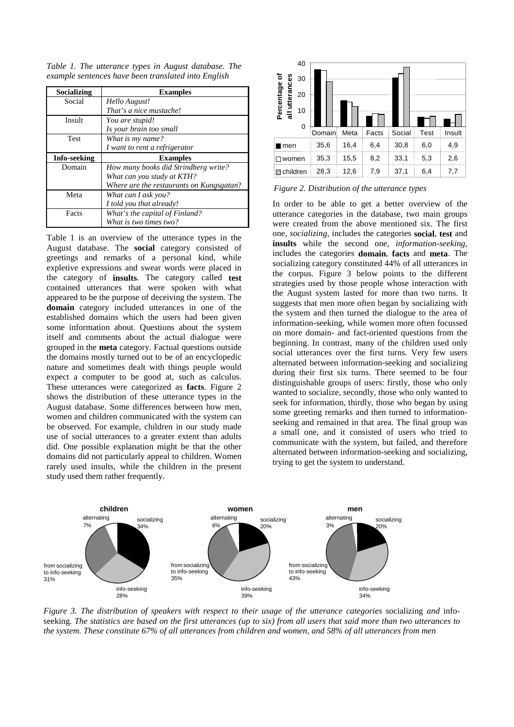*Table 1. The utterance types in August database. The example sentences have been translated into English*

| Socializing | Examples |
|---|---|
| Social | *Hello August!* <br> *That's a nice mustache!* |
| Insult | *You are stupid!* <br> *Is your brain too small* |
| Test | *What is my name?* <br> *I want to rent a refrigerator* |
| **Info-seeking** | **Examples** |
| Domain | *How many books did Strindberg write?* <br> *What can you study at KTH?* <br> *Where are the restaurants on Kungsgatan?* |
| Meta | *What can I ask you?* <br> *I told you that already!* |
| Facts | *What's the capital of Finland?* <br> *What is two times two?* |

Table 1 is an overview of the utterance types in the August database. The **social** category consisted of greetings and remarks of a personal kind, while expletive expressions and swear words were placed in the category of **insults**. The category called **test** contained utterances that were spoken with what appeared to be the purpose of deceiving the system. The **domain** category included utterances in one of the established domains which the users had been given some information about. Questions about the system itself and comments about the actual dialogue were grouped in the **meta** category. Factual questions outside the domains mostly turned out to be of an encyclopedic nature and sometimes dealt with things people would expect a computer to be good at, such as calculus. These utterances were categorized as **facts**. Figure 2 shows the distribution of these utterance types in the August database. Some differences between how men, women and children communicated with the system can be observed. For example, children in our study made use of social utterances to a greater extent than adults did. One possible explanation might be that the other domains did not particularly appeal to children. Women rarely used insults, while the children in the present study used them rather frequently.

| | Domain | Meta | Facts | Social | Test | Insult |
|---|---|---|---|---|---|---|
| men | 35,6 | 16,4 | 6,4 | 30,8 | 6,0 | 4,9 |
| women | 35,3 | 15,5 | 8,2 | 33,1 | 5,3 | 2,6 |
| children | 28,3 | 12,6 | 7,9 | 37,1 | 6,4 | 7,7 |

*Figure 2. Distribution of the utterance types*

In order to be able to get a better overview of the utterance categories in the database, two main groups were created from the above mentioned six. The first one, *socializing,* includes the categories **social**, **test** and **insults** while the second one, *information-seeking,* includes the categories **domain**, **facts** and **meta**. The socializing category constituted 44% of all utterances in the corpus. Figure 3 below points to the different strategies used by those people whose interaction with the August system lasted for more than two turns. It suggests that men more often began by socializing with the system and then turned the dialogue to the area of information-seeking, while women more often focussed on more domain- and fact-oriented questions from the beginning. In contrast, many of the children used only social utterances over the first turns. Very few users alternated between information-seeking and socializing during their first six turns. There seemed to be four distinguishable groups of users: firstly, those who only wanted to socialize, secondly, those who only wanted to seek for information, thirdly, those who began by using some greeting remarks and then turned to information-seeking and remained in that area. The final group was a small one, and it consisted of users who tried to communicate with the system, but failed, and therefore alternated between information-seeking and socializing, trying to get the system to understand.

| | children | women | men |
|---|---|---|---|
| socializing | 34% | 20% | 20% |
| info-seeking | 28% | 39% | 34% |
| from socializing to info-seeking | 31% | 35% | 43% |
| alternating | 7% | 6% | 3% |

*Figure 3. The distribution of speakers with respect to their usage of the utterance categories* socializing *and* info-seeking*. The statistics are based on the first utterances (up to six) from all users that said more than two utterances to the system. These constitute 67% of all utterances from children and women, and 58% of all utterances from men*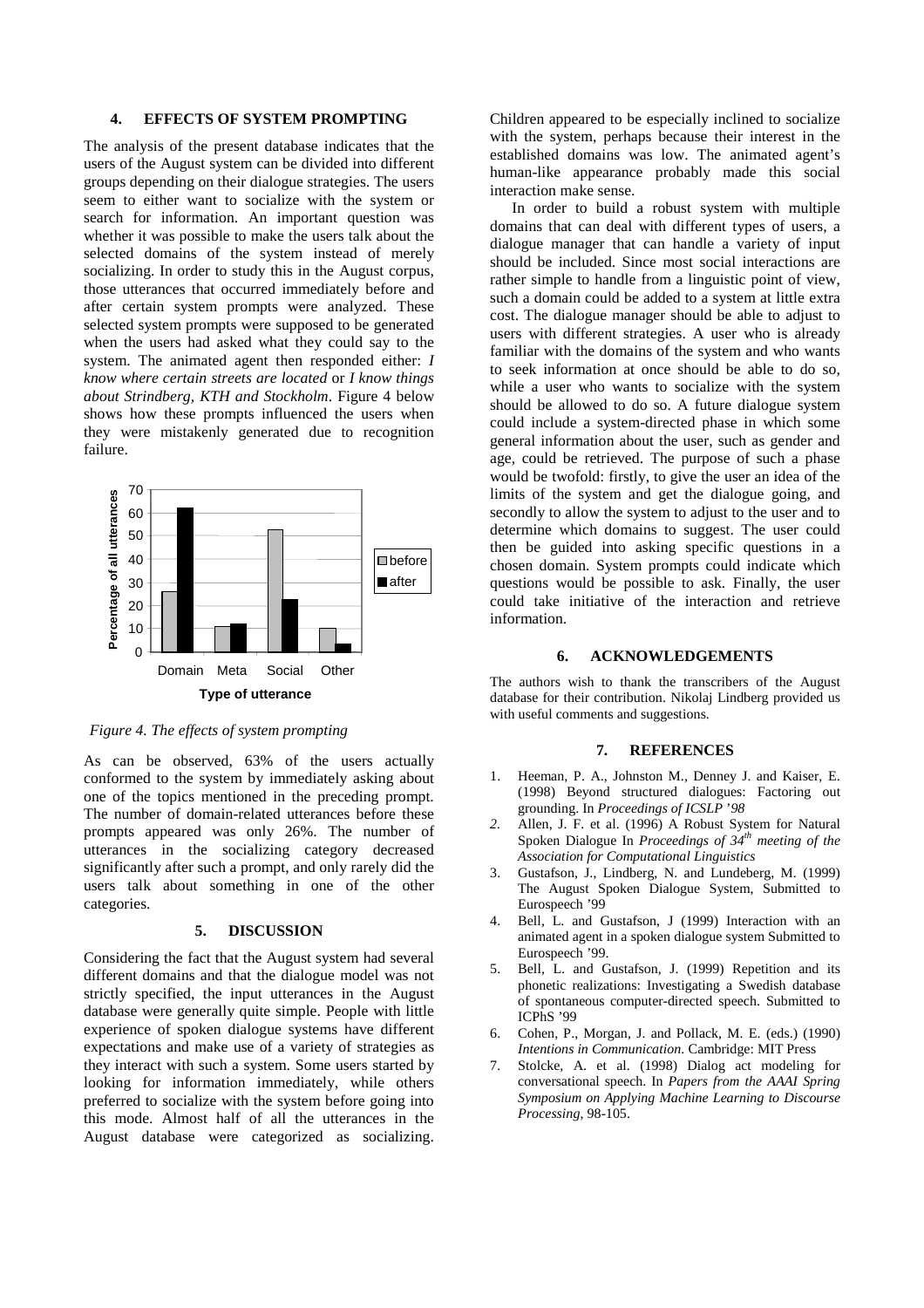## 4. EFFECTS OF SYSTEM PROMPTING

The analysis of the present database indicates that the users of the August system can be divided into different groups depending on their dialogue strategies. The users seem to either want to socialize with the system or search for information. An important question was whether it was possible to make the users talk about the selected domains of the system instead of merely socializing. In order to study this in the August corpus, those utterances that occurred immediately before and after certain system prompts were analyzed. These selected system prompts were supposed to be generated when the users had asked what they could say to the system. The animated agent then responded either: *I know where certain streets are located* or *I know things about Strindberg, KTH and Stockholm*. Figure 4 below shows how these prompts influenced the users when they were mistakenly generated due to recognition failure.

Percentage of all utterances
70
60
50
40
30
20
10
0
Domain Meta Social Other
Type of utterance
before
after

*Figure 4. The effects of system prompting*

As can be observed, 63% of the users actually conformed to the system by immediately asking about one of the topics mentioned in the preceding prompt. The number of domain-related utterances before these prompts appeared was only 26%. The number of utterances in the socializing category decreased significantly after such a prompt, and only rarely did the users talk about something in one of the other categories.

## 5. DISCUSSION

Considering the fact that the August system had several different domains and that the dialogue model was not strictly specified, the input utterances in the August database were generally quite simple. People with little experience of spoken dialogue systems have different expectations and make use of a variety of strategies as they interact with such a system. Some users started by looking for information immediately, while others preferred to socialize with the system before going into this mode. Almost half of all the utterances in the August database were categorized as socializing. Children appeared to be especially inclined to socialize with the system, perhaps because their interest in the established domains was low. The animated agent's human-like appearance probably made this social interaction make sense.

In order to build a robust system with multiple domains that can deal with different types of users, a dialogue manager that can handle a variety of input should be included. Since most social interactions are rather simple to handle from a linguistic point of view, such a domain could be added to a system at little extra cost. The dialogue manager should be able to adjust to users with different strategies. A user who is already familiar with the domains of the system and who wants to seek information at once should be able to do so, while a user who wants to socialize with the system should be allowed to do so. A future dialogue system could include a system-directed phase in which some general information about the user, such as gender and age, could be retrieved. The purpose of such a phase would be twofold: firstly, to give the user an idea of the limits of the system and get the dialogue going, and secondly to allow the system to adjust to the user and to determine which domains to suggest. The user could then be guided into asking specific questions in a chosen domain. System prompts could indicate which questions would be possible to ask. Finally, the user could take initiative of the interaction and retrieve information.

## 6. ACKNOWLEDGEMENTS

The authors wish to thank the transcribers of the August database for their contribution. Nikolaj Lindberg provided us with useful comments and suggestions.

## 7. REFERENCES

1. Heeman, P. A., Johnston M., Denney J. and Kaiser, E. (1998) Beyond structured dialogues: Factoring out grounding. In *Proceedings of ICSLP '98*
2. Allen, J. F. et al. (1996) A Robust System for Natural Spoken Dialogue In *Proceedings of 34th meeting of the Association for Computational Linguistics*
3. Gustafson, J., Lindberg, N. and Lundeberg, M. (1999) The August Spoken Dialogue System, Submitted to Eurospeech '99
4. Bell, L. and Gustafson, J (1999) Interaction with an animated agent in a spoken dialogue system Submitted to Eurospeech '99.
5. Bell, L. and Gustafson, J. (1999) Repetition and its phonetic realizations: Investigating a Swedish database of spontaneous computer-directed speech. Submitted to ICPhS '99
6. Cohen, P., Morgan, J. and Pollack, M. E. (eds.) (1990) *Intentions in Communication*. Cambridge: MIT Press
7. Stolcke, A. et al. (1998) Dialog act modeling for conversational speech. In *Papers from the AAAI Spring Symposium on Applying Machine Learning to Discourse Processing*, 98-105.